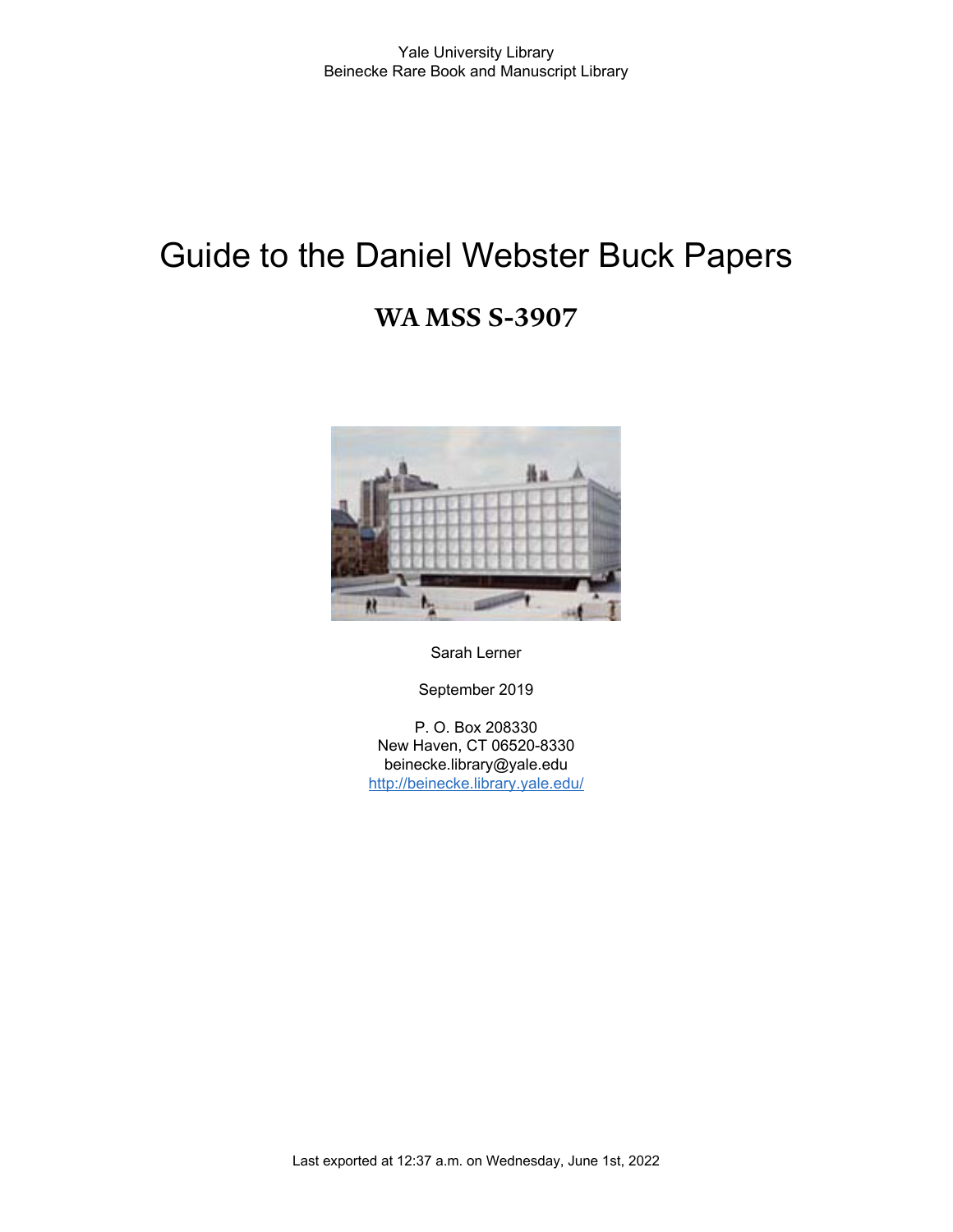Yale University Library
Beinecke Rare Book and Manuscript Library

# Guide to the Daniel Webster Buck Papers

## WA MSS S-3907

Sarah Lerner

September 2019

P. O. Box 208330
New Haven, CT 06520-8330
beinecke.library@yale.edu
http://beinecke.library.yale.edu/

Last exported at 12:37 a.m. on Wednesday, June 1st, 2022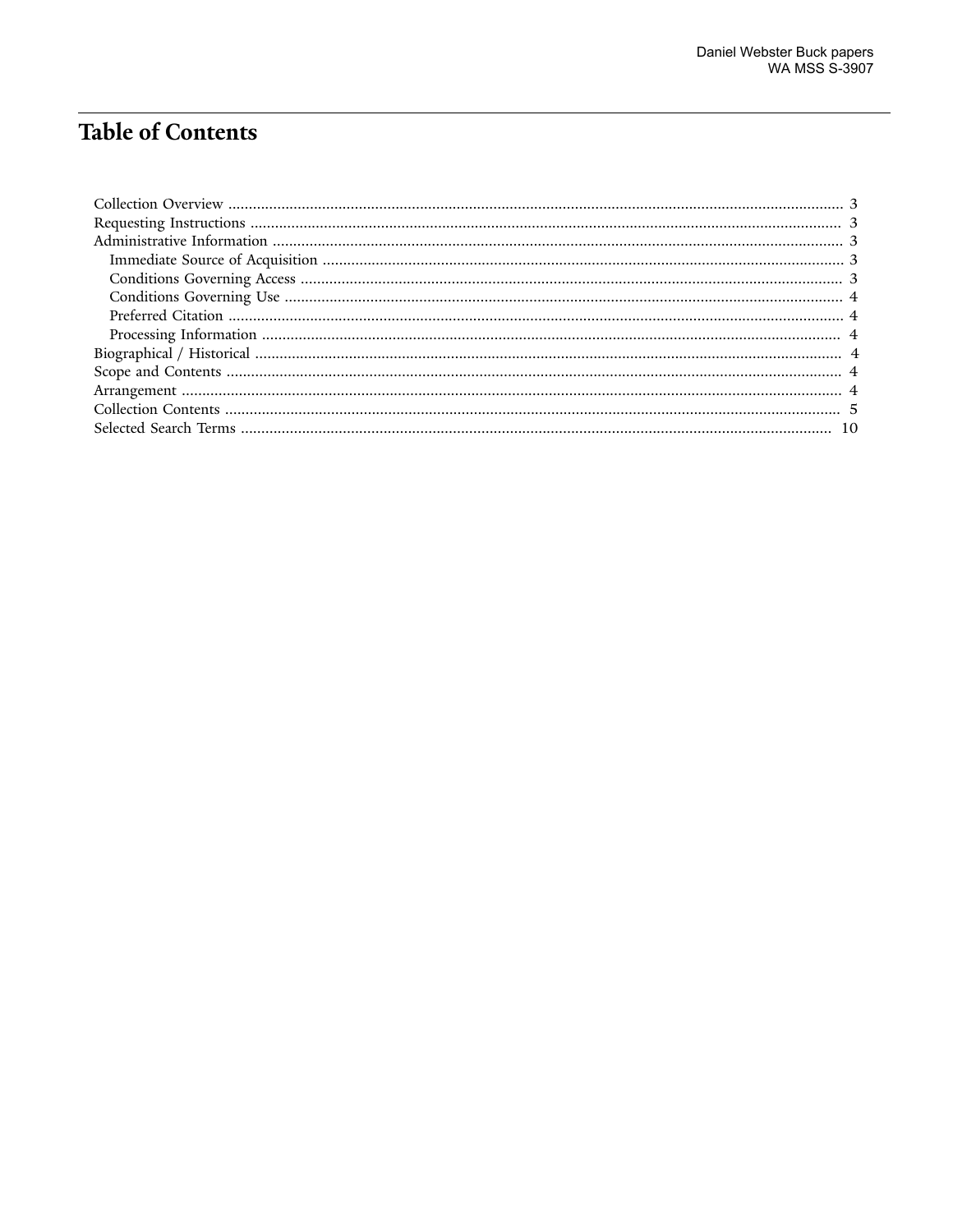# Table of Contents

- Collection Overview ... 3
- Requesting Instructions ... 3
- Administrative Information ... 3
  - Immediate Source of Acquisition ... 3
  - Conditions Governing Access ... 3
  - Conditions Governing Use ... 4
  - Preferred Citation ... 4
  - Processing Information ... 4
- Biographical / Historical ... 4
- Scope and Contents ... 4
- Arrangement ... 4
- Collection Contents ... 5
- Selected Search Terms ... 10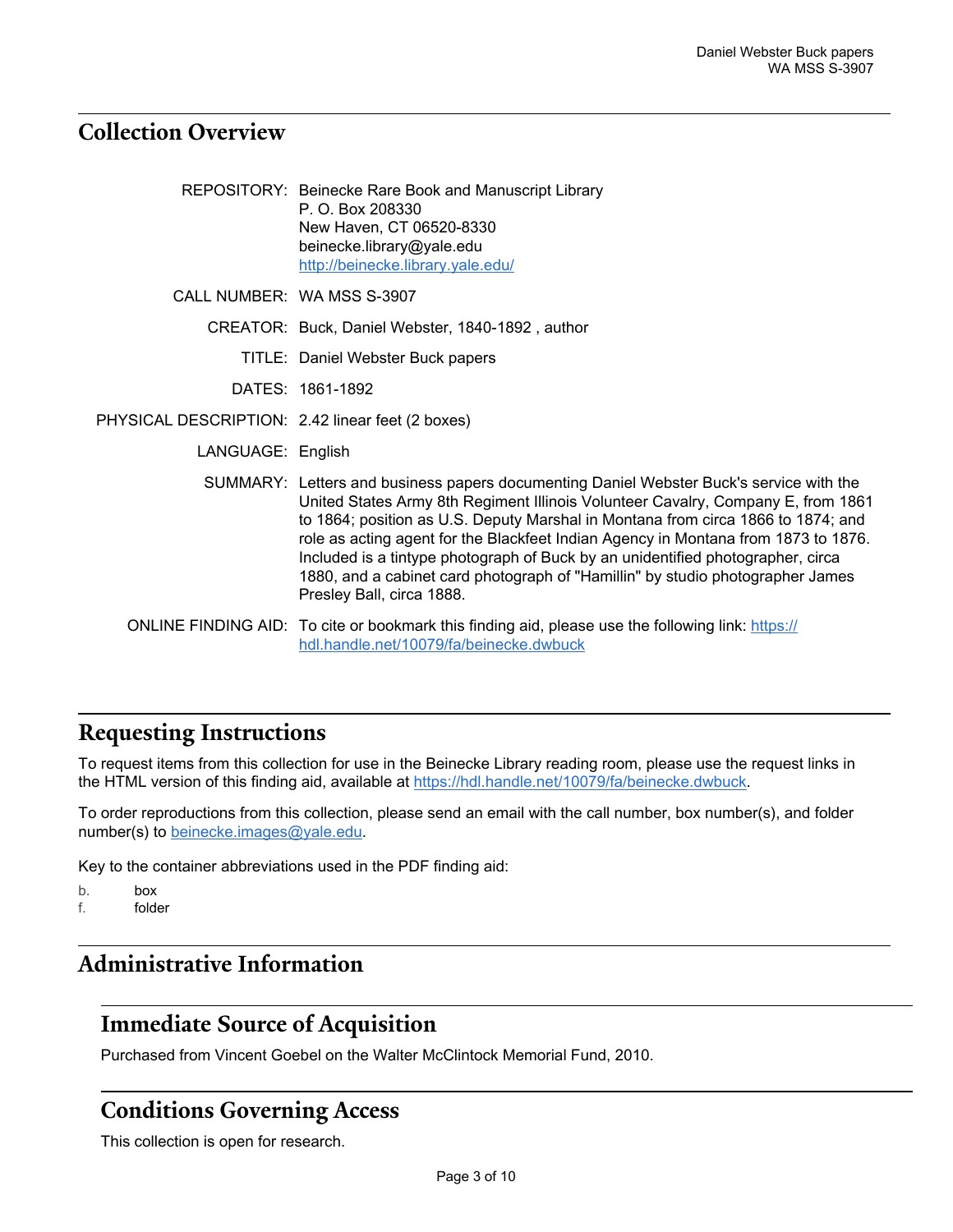## Collection Overview

**REPOSITORY:** Beinecke Rare Book and Manuscript Library
P. O. Box 208330
New Haven, CT 06520-8330
beinecke.library@yale.edu
http://beinecke.library.yale.edu/

**CALL NUMBER:** WA MSS S-3907

**CREATOR:** Buck, Daniel Webster, 1840-1892 , author

**TITLE:** Daniel Webster Buck papers

**DATES:** 1861-1892

**PHYSICAL DESCRIPTION:** 2.42 linear feet (2 boxes)

**LANGUAGE:** English

**SUMMARY:** Letters and business papers documenting Daniel Webster Buck's service with the United States Army 8th Regiment Illinois Volunteer Cavalry, Company E, from 1861 to 1864; position as U.S. Deputy Marshal in Montana from circa 1866 to 1874; and role as acting agent for the Blackfeet Indian Agency in Montana from 1873 to 1876. Included is a tintype photograph of Buck by an unidentified photographer, circa 1880, and a cabinet card photograph of "Hamillin" by studio photographer James Presley Ball, circa 1888.

**ONLINE FINDING AID:** To cite or bookmark this finding aid, please use the following link: https://hdl.handle.net/10079/fa/beinecke.dwbuck

## Requesting Instructions

To request items from this collection for use in the Beinecke Library reading room, please use the request links in the HTML version of this finding aid, available at https://hdl.handle.net/10079/fa/beinecke.dwbuck.

To order reproductions from this collection, please send an email with the call number, box number(s), and folder number(s) to beinecke.images@yale.edu.

Key to the container abbreviations used in the PDF finding aid:

- b. box
- f. folder

## Administrative Information

### Immediate Source of Acquisition

Purchased from Vincent Goebel on the Walter McClintock Memorial Fund, 2010.

### Conditions Governing Access

This collection is open for research.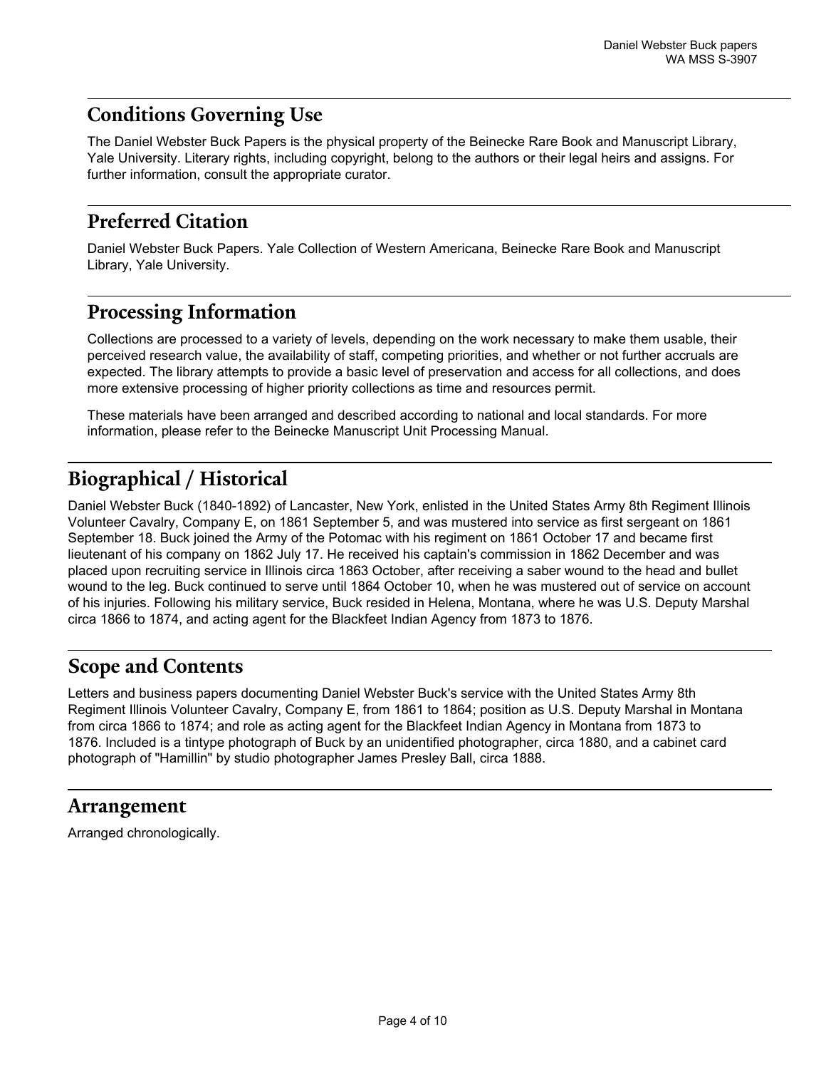## Conditions Governing Use

The Daniel Webster Buck Papers is the physical property of the Beinecke Rare Book and Manuscript Library, Yale University. Literary rights, including copyright, belong to the authors or their legal heirs and assigns. For further information, consult the appropriate curator.

## Preferred Citation

Daniel Webster Buck Papers. Yale Collection of Western Americana, Beinecke Rare Book and Manuscript Library, Yale University.

## Processing Information

Collections are processed to a variety of levels, depending on the work necessary to make them usable, their perceived research value, the availability of staff, competing priorities, and whether or not further accruals are expected. The library attempts to provide a basic level of preservation and access for all collections, and does more extensive processing of higher priority collections as time and resources permit.

These materials have been arranged and described according to national and local standards. For more information, please refer to the Beinecke Manuscript Unit Processing Manual.

# Biographical / Historical

Daniel Webster Buck (1840-1892) of Lancaster, New York, enlisted in the United States Army 8th Regiment Illinois Volunteer Cavalry, Company E, on 1861 September 5, and was mustered into service as first sergeant on 1861 September 18. Buck joined the Army of the Potomac with his regiment on 1861 October 17 and became first lieutenant of his company on 1862 July 17. He received his captain's commission in 1862 December and was placed upon recruiting service in Illinois circa 1863 October, after receiving a saber wound to the head and bullet wound to the leg. Buck continued to serve until 1864 October 10, when he was mustered out of service on account of his injuries. Following his military service, Buck resided in Helena, Montana, where he was U.S. Deputy Marshal circa 1866 to 1874, and acting agent for the Blackfeet Indian Agency from 1873 to 1876.

# Scope and Contents

Letters and business papers documenting Daniel Webster Buck's service with the United States Army 8th Regiment Illinois Volunteer Cavalry, Company E, from 1861 to 1864; position as U.S. Deputy Marshal in Montana from circa 1866 to 1874; and role as acting agent for the Blackfeet Indian Agency in Montana from 1873 to 1876. Included is a tintype photograph of Buck by an unidentified photographer, circa 1880, and a cabinet card photograph of "Hamillin" by studio photographer James Presley Ball, circa 1888.

# Arrangement

Arranged chronologically.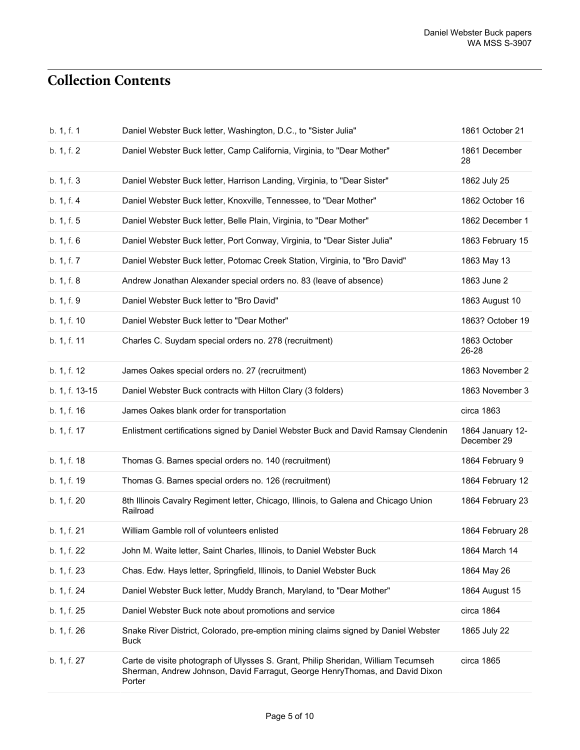## Collection Contents

| | | |
|---|---|---|
| b. 1, f. 1 | Daniel Webster Buck letter, Washington, D.C., to "Sister Julia" | 1861 October 21 |
| b. 1, f. 2 | Daniel Webster Buck letter, Camp California, Virginia, to "Dear Mother" | 1861 December 28 |
| b. 1, f. 3 | Daniel Webster Buck letter, Harrison Landing, Virginia, to "Dear Sister" | 1862 July 25 |
| b. 1, f. 4 | Daniel Webster Buck letter, Knoxville, Tennessee, to "Dear Mother" | 1862 October 16 |
| b. 1, f. 5 | Daniel Webster Buck letter, Belle Plain, Virginia, to "Dear Mother" | 1862 December 1 |
| b. 1, f. 6 | Daniel Webster Buck letter, Port Conway, Virginia, to "Dear Sister Julia" | 1863 February 15 |
| b. 1, f. 7 | Daniel Webster Buck letter, Potomac Creek Station, Virginia, to "Bro David" | 1863 May 13 |
| b. 1, f. 8 | Andrew Jonathan Alexander special orders no. 83 (leave of absence) | 1863 June 2 |
| b. 1, f. 9 | Daniel Webster Buck letter to "Bro David" | 1863 August 10 |
| b. 1, f. 10 | Daniel Webster Buck letter to "Dear Mother" | 1863? October 19 |
| b. 1, f. 11 | Charles C. Suydam special orders no. 278 (recruitment) | 1863 October 26-28 |
| b. 1, f. 12 | James Oakes special orders no. 27 (recruitment) | 1863 November 2 |
| b. 1, f. 13-15 | Daniel Webster Buck contracts with Hilton Clary (3 folders) | 1863 November 3 |
| b. 1, f. 16 | James Oakes blank order for transportation | circa 1863 |
| b. 1, f. 17 | Enlistment certifications signed by Daniel Webster Buck and David Ramsay Clendenin | 1864 January 12-December 29 |
| b. 1, f. 18 | Thomas G. Barnes special orders no. 140 (recruitment) | 1864 February 9 |
| b. 1, f. 19 | Thomas G. Barnes special orders no. 126 (recruitment) | 1864 February 12 |
| b. 1, f. 20 | 8th Illinois Cavalry Regiment letter, Chicago, Illinois, to Galena and Chicago Union Railroad | 1864 February 23 |
| b. 1, f. 21 | William Gamble roll of volunteers enlisted | 1864 February 28 |
| b. 1, f. 22 | John M. Waite letter, Saint Charles, Illinois, to Daniel Webster Buck | 1864 March 14 |
| b. 1, f. 23 | Chas. Edw. Hays letter, Springfield, Illinois, to Daniel Webster Buck | 1864 May 26 |
| b. 1, f. 24 | Daniel Webster Buck letter, Muddy Branch, Maryland, to "Dear Mother" | 1864 August 15 |
| b. 1, f. 25 | Daniel Webster Buck note about promotions and service | circa 1864 |
| b. 1, f. 26 | Snake River District, Colorado, pre-emption mining claims signed by Daniel Webster Buck | 1865 July 22 |
| b. 1, f. 27 | Carte de visite photograph of Ulysses S. Grant, Philip Sheridan, William Tecumseh Sherman, Andrew Johnson, David Farragut, George HenryThomas, and David Dixon Porter | circa 1865 |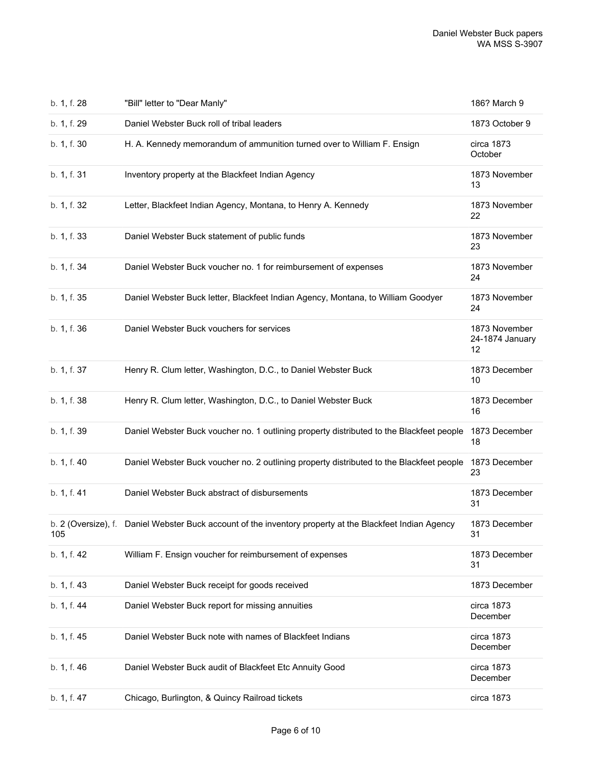| | | |
|---|---|---|
| b. 1, f. 28 | "Bill" letter to "Dear Manly" | 186? March 9 |
| b. 1, f. 29 | Daniel Webster Buck roll of tribal leaders | 1873 October 9 |
| b. 1, f. 30 | H. A. Kennedy memorandum of ammunition turned over to William F. Ensign | circa 1873 October |
| b. 1, f. 31 | Inventory property at the Blackfeet Indian Agency | 1873 November 13 |
| b. 1, f. 32 | Letter, Blackfeet Indian Agency, Montana, to Henry A. Kennedy | 1873 November 22 |
| b. 1, f. 33 | Daniel Webster Buck statement of public funds | 1873 November 23 |
| b. 1, f. 34 | Daniel Webster Buck voucher no. 1 for reimbursement of expenses | 1873 November 24 |
| b. 1, f. 35 | Daniel Webster Buck letter, Blackfeet Indian Agency, Montana, to William Goodyer | 1873 November 24 |
| b. 1, f. 36 | Daniel Webster Buck vouchers for services | 1873 November 24-1874 January 12 |
| b. 1, f. 37 | Henry R. Clum letter, Washington, D.C., to Daniel Webster Buck | 1873 December 10 |
| b. 1, f. 38 | Henry R. Clum letter, Washington, D.C., to Daniel Webster Buck | 1873 December 16 |
| b. 1, f. 39 | Daniel Webster Buck voucher no. 1 outlining property distributed to the Blackfeet people | 1873 December 18 |
| b. 1, f. 40 | Daniel Webster Buck voucher no. 2 outlining property distributed to the Blackfeet people | 1873 December 23 |
| b. 1, f. 41 | Daniel Webster Buck abstract of disbursements | 1873 December 31 |
| b. 2 (Oversize), f. 105 | Daniel Webster Buck account of the inventory property at the Blackfeet Indian Agency | 1873 December 31 |
| b. 1, f. 42 | William F. Ensign voucher for reimbursement of expenses | 1873 December 31 |
| b. 1, f. 43 | Daniel Webster Buck receipt for goods received | 1873 December |
| b. 1, f. 44 | Daniel Webster Buck report for missing annuities | circa 1873 December |
| b. 1, f. 45 | Daniel Webster Buck note with names of Blackfeet Indians | circa 1873 December |
| b. 1, f. 46 | Daniel Webster Buck audit of Blackfeet Etc Annuity Good | circa 1873 December |
| b. 1, f. 47 | Chicago, Burlington, & Quincy Railroad tickets | circa 1873 |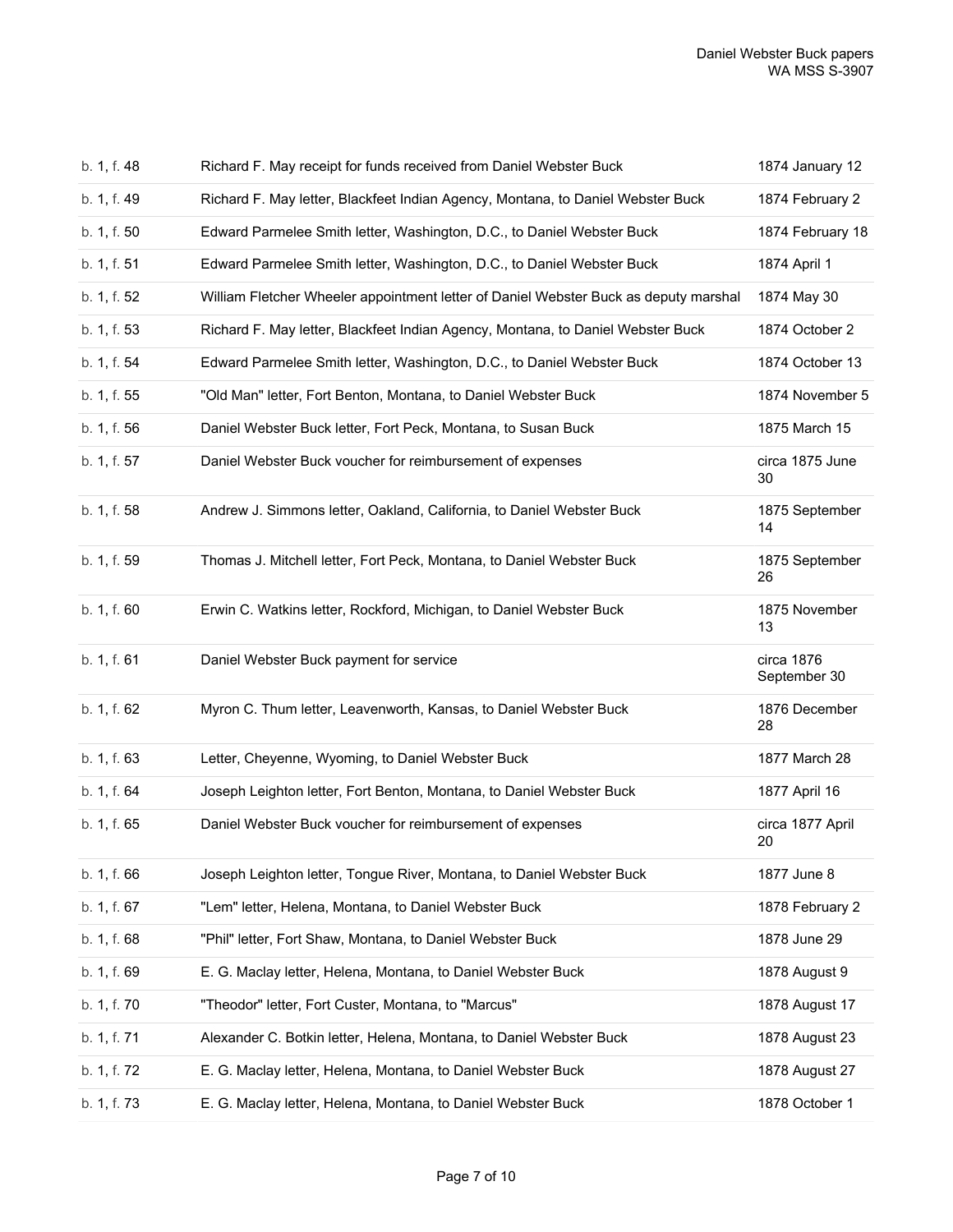| | | |
|---|---|---|
| b. 1, f. 48 | Richard F. May receipt for funds received from Daniel Webster Buck | 1874 January 12 |
| b. 1, f. 49 | Richard F. May letter, Blackfeet Indian Agency, Montana, to Daniel Webster Buck | 1874 February 2 |
| b. 1, f. 50 | Edward Parmelee Smith letter, Washington, D.C., to Daniel Webster Buck | 1874 February 18 |
| b. 1, f. 51 | Edward Parmelee Smith letter, Washington, D.C., to Daniel Webster Buck | 1874 April 1 |
| b. 1, f. 52 | William Fletcher Wheeler appointment letter of Daniel Webster Buck as deputy marshal | 1874 May 30 |
| b. 1, f. 53 | Richard F. May letter, Blackfeet Indian Agency, Montana, to Daniel Webster Buck | 1874 October 2 |
| b. 1, f. 54 | Edward Parmelee Smith letter, Washington, D.C., to Daniel Webster Buck | 1874 October 13 |
| b. 1, f. 55 | "Old Man" letter, Fort Benton, Montana, to Daniel Webster Buck | 1874 November 5 |
| b. 1, f. 56 | Daniel Webster Buck letter, Fort Peck, Montana, to Susan Buck | 1875 March 15 |
| b. 1, f. 57 | Daniel Webster Buck voucher for reimbursement of expenses | circa 1875 June 30 |
| b. 1, f. 58 | Andrew J. Simmons letter, Oakland, California, to Daniel Webster Buck | 1875 September 14 |
| b. 1, f. 59 | Thomas J. Mitchell letter, Fort Peck, Montana, to Daniel Webster Buck | 1875 September 26 |
| b. 1, f. 60 | Erwin C. Watkins letter, Rockford, Michigan, to Daniel Webster Buck | 1875 November 13 |
| b. 1, f. 61 | Daniel Webster Buck payment for service | circa 1876 September 30 |
| b. 1, f. 62 | Myron C. Thum letter, Leavenworth, Kansas, to Daniel Webster Buck | 1876 December 28 |
| b. 1, f. 63 | Letter, Cheyenne, Wyoming, to Daniel Webster Buck | 1877 March 28 |
| b. 1, f. 64 | Joseph Leighton letter, Fort Benton, Montana, to Daniel Webster Buck | 1877 April 16 |
| b. 1, f. 65 | Daniel Webster Buck voucher for reimbursement of expenses | circa 1877 April 20 |
| b. 1, f. 66 | Joseph Leighton letter, Tongue River, Montana, to Daniel Webster Buck | 1877 June 8 |
| b. 1, f. 67 | "Lem" letter, Helena, Montana, to Daniel Webster Buck | 1878 February 2 |
| b. 1, f. 68 | "Phil" letter, Fort Shaw, Montana, to Daniel Webster Buck | 1878 June 29 |
| b. 1, f. 69 | E. G. Maclay letter, Helena, Montana, to Daniel Webster Buck | 1878 August 9 |
| b. 1, f. 70 | "Theodor" letter, Fort Custer, Montana, to "Marcus" | 1878 August 17 |
| b. 1, f. 71 | Alexander C. Botkin letter, Helena, Montana, to Daniel Webster Buck | 1878 August 23 |
| b. 1, f. 72 | E. G. Maclay letter, Helena, Montana, to Daniel Webster Buck | 1878 August 27 |
| b. 1, f. 73 | E. G. Maclay letter, Helena, Montana, to Daniel Webster Buck | 1878 October 1 |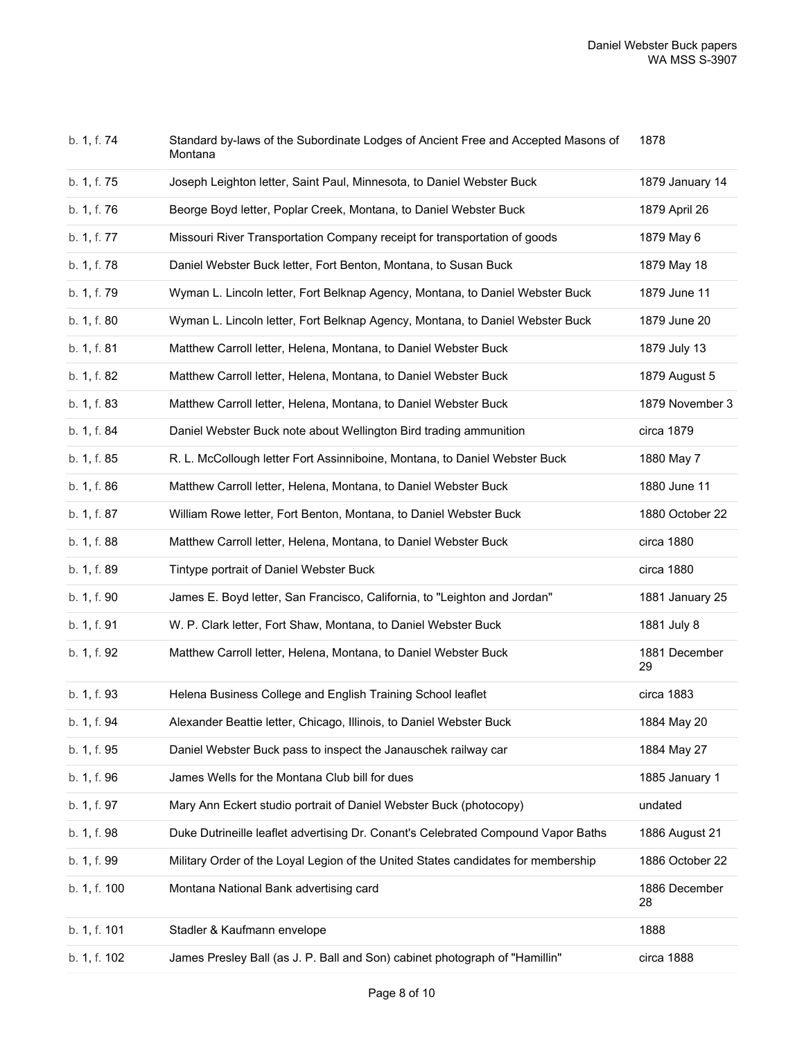| | | |
|---|---|---|
| b. 1, f. 74 | Standard by-laws of the Subordinate Lodges of Ancient Free and Accepted Masons of Montana | 1878 |
| b. 1, f. 75 | Joseph Leighton letter, Saint Paul, Minnesota, to Daniel Webster Buck | 1879 January 14 |
| b. 1, f. 76 | Beorge Boyd letter, Poplar Creek, Montana, to Daniel Webster Buck | 1879 April 26 |
| b. 1, f. 77 | Missouri River Transportation Company receipt for transportation of goods | 1879 May 6 |
| b. 1, f. 78 | Daniel Webster Buck letter, Fort Benton, Montana, to Susan Buck | 1879 May 18 |
| b. 1, f. 79 | Wyman L. Lincoln letter, Fort Belknap Agency, Montana, to Daniel Webster Buck | 1879 June 11 |
| b. 1, f. 80 | Wyman L. Lincoln letter, Fort Belknap Agency, Montana, to Daniel Webster Buck | 1879 June 20 |
| b. 1, f. 81 | Matthew Carroll letter, Helena, Montana, to Daniel Webster Buck | 1879 July 13 |
| b. 1, f. 82 | Matthew Carroll letter, Helena, Montana, to Daniel Webster Buck | 1879 August 5 |
| b. 1, f. 83 | Matthew Carroll letter, Helena, Montana, to Daniel Webster Buck | 1879 November 3 |
| b. 1, f. 84 | Daniel Webster Buck note about Wellington Bird trading ammunition | circa 1879 |
| b. 1, f. 85 | R. L. McCollough letter Fort Assinniboine, Montana, to Daniel Webster Buck | 1880 May 7 |
| b. 1, f. 86 | Matthew Carroll letter, Helena, Montana, to Daniel Webster Buck | 1880 June 11 |
| b. 1, f. 87 | William Rowe letter, Fort Benton, Montana, to Daniel Webster Buck | 1880 October 22 |
| b. 1, f. 88 | Matthew Carroll letter, Helena, Montana, to Daniel Webster Buck | circa 1880 |
| b. 1, f. 89 | Tintype portrait of Daniel Webster Buck | circa 1880 |
| b. 1, f. 90 | James E. Boyd letter, San Francisco, California, to "Leighton and Jordan" | 1881 January 25 |
| b. 1, f. 91 | W. P. Clark letter, Fort Shaw, Montana, to Daniel Webster Buck | 1881 July 8 |
| b. 1, f. 92 | Matthew Carroll letter, Helena, Montana, to Daniel Webster Buck | 1881 December 29 |
| b. 1, f. 93 | Helena Business College and English Training School leaflet | circa 1883 |
| b. 1, f. 94 | Alexander Beattie letter, Chicago, Illinois, to Daniel Webster Buck | 1884 May 20 |
| b. 1, f. 95 | Daniel Webster Buck pass to inspect the Janauschek railway car | 1884 May 27 |
| b. 1, f. 96 | James Wells for the Montana Club bill for dues | 1885 January 1 |
| b. 1, f. 97 | Mary Ann Eckert studio portrait of Daniel Webster Buck (photocopy) | undated |
| b. 1, f. 98 | Duke Dutrineille leaflet advertising Dr. Conant's Celebrated Compound Vapor Baths | 1886 August 21 |
| b. 1, f. 99 | Military Order of the Loyal Legion of the United States candidates for membership | 1886 October 22 |
| b. 1, f. 100 | Montana National Bank advertising card | 1886 December 28 |
| b. 1, f. 101 | Stadler & Kaufmann envelope | 1888 |
| b. 1, f. 102 | James Presley Ball (as J. P. Ball and Son) cabinet photograph of "Hamillin" | circa 1888 |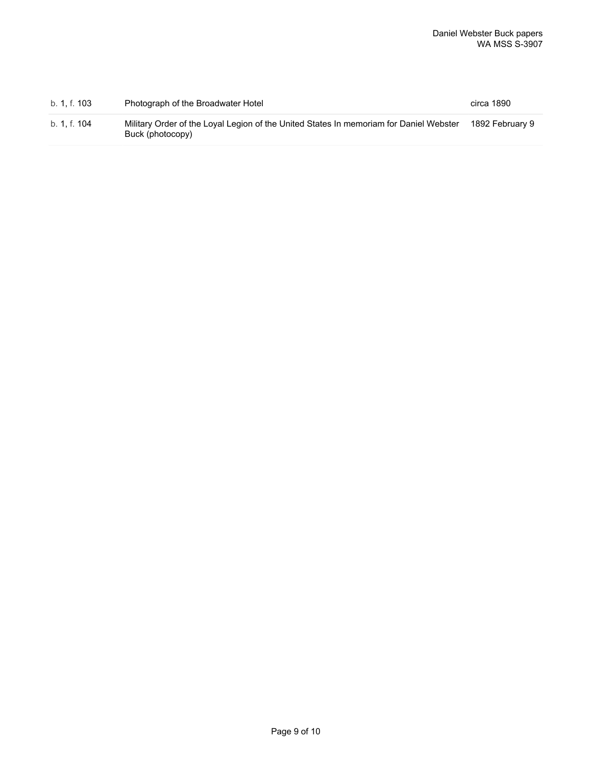| | | |
|---|---|---|
| b. 1, f. 103 | Photograph of the Broadwater Hotel | circa 1890 |
| b. 1, f. 104 | Military Order of the Loyal Legion of the United States In memoriam for Daniel Webster Buck (photocopy) | 1892 February 9 |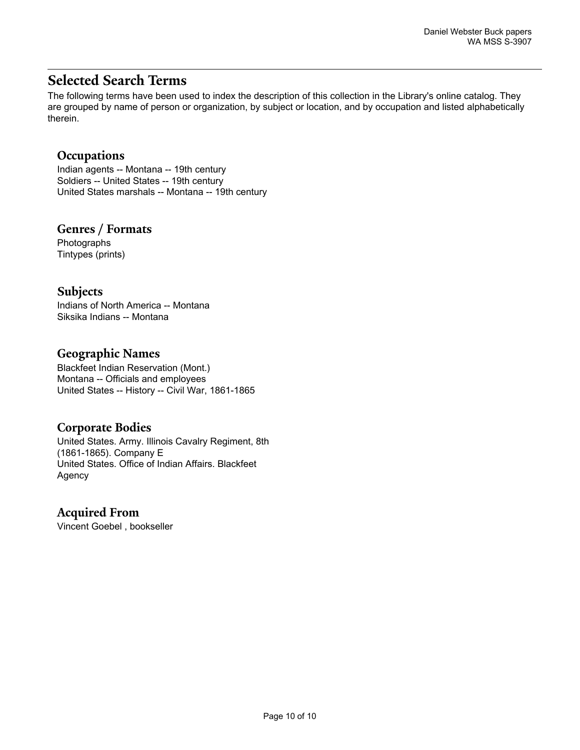## Selected Search Terms

The following terms have been used to index the description of this collection in the Library's online catalog. They are grouped by name of person or organization, by subject or location, and by occupation and listed alphabetically therein.

### Occupations

Indian agents -- Montana -- 19th century
Soldiers -- United States -- 19th century
United States marshals -- Montana -- 19th century

### Genres / Formats

Photographs
Tintypes (prints)

### Subjects

Indians of North America -- Montana
Siksika Indians -- Montana

### Geographic Names

Blackfeet Indian Reservation (Mont.)
Montana -- Officials and employees
United States -- History -- Civil War, 1861-1865

### Corporate Bodies

United States. Army. Illinois Cavalry Regiment, 8th (1861-1865). Company E
United States. Office of Indian Affairs. Blackfeet Agency

### Acquired From

Vincent Goebel , bookseller